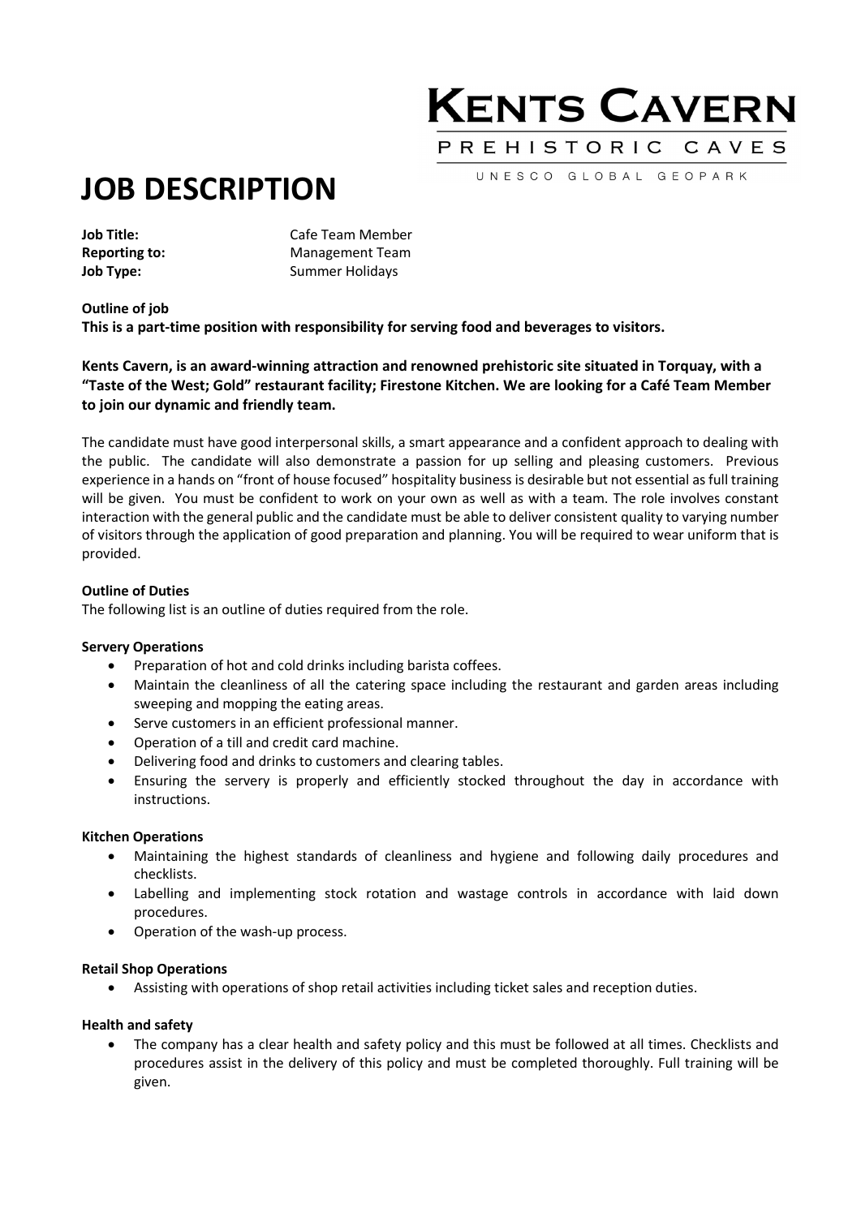KENTS CAVERN

PREHISTORIC CAVES

UNESCO GLOBAL GEOPARK

# JOB DESCRIPTION

**Job Title:** Cafe Team Member
**Reporting to:** Management Team
**Job Type:** Summer Holidays

**Outline of job**

**This is a part-time position with responsibility for serving food and beverages to visitors.**

**Kents Cavern, is an award-winning attraction and renowned prehistoric site situated in Torquay, with a "Taste of the West; Gold" restaurant facility; Firestone Kitchen. We are looking for a Café Team Member to join our dynamic and friendly team.**

The candidate must have good interpersonal skills, a smart appearance and a confident approach to dealing with the public. The candidate will also demonstrate a passion for up selling and pleasing customers. Previous experience in a hands on "front of house focused" hospitality business is desirable but not essential as full training will be given. You must be confident to work on your own as well as with a team. The role involves constant interaction with the general public and the candidate must be able to deliver consistent quality to varying number of visitors through the application of good preparation and planning. You will be required to wear uniform that is provided.

**Outline of Duties**

The following list is an outline of duties required from the role.

**Servery Operations**

- Preparation of hot and cold drinks including barista coffees.
- Maintain the cleanliness of all the catering space including the restaurant and garden areas including sweeping and mopping the eating areas.
- Serve customers in an efficient professional manner.
- Operation of a till and credit card machine.
- Delivering food and drinks to customers and clearing tables.
- Ensuring the servery is properly and efficiently stocked throughout the day in accordance with instructions.

**Kitchen Operations**

- Maintaining the highest standards of cleanliness and hygiene and following daily procedures and checklists.
- Labelling and implementing stock rotation and wastage controls in accordance with laid down procedures.
- Operation of the wash-up process.

**Retail Shop Operations**

- Assisting with operations of shop retail activities including ticket sales and reception duties.

**Health and safety**

- The company has a clear health and safety policy and this must be followed at all times. Checklists and procedures assist in the delivery of this policy and must be completed thoroughly. Full training will be given.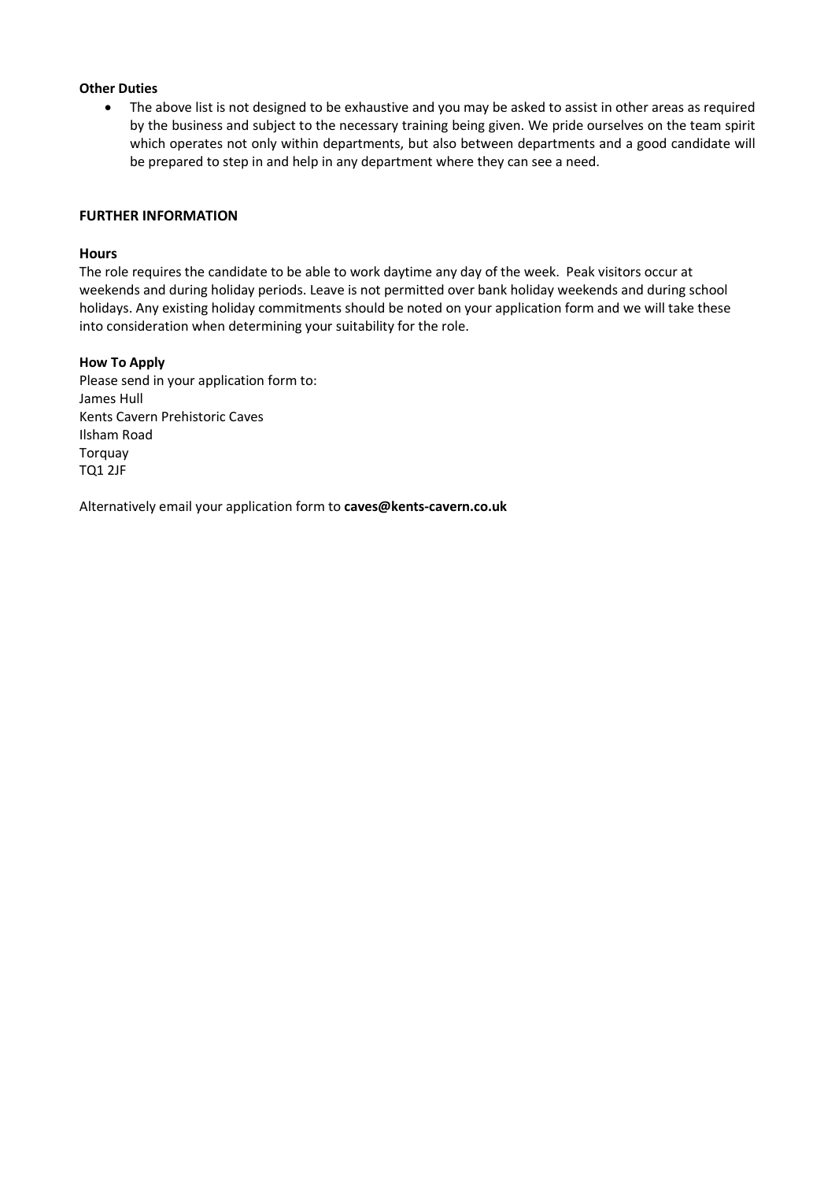**Other Duties**

- The above list is not designed to be exhaustive and you may be asked to assist in other areas as required by the business and subject to the necessary training being given. We pride ourselves on the team spirit which operates not only within departments, but also between departments and a good candidate will be prepared to step in and help in any department where they can see a need.

## FURTHER INFORMATION

**Hours**

The role requires the candidate to be able to work daytime any day of the week. Peak visitors occur at weekends and during holiday periods. Leave is not permitted over bank holiday weekends and during school holidays. Any existing holiday commitments should be noted on your application form and we will take these into consideration when determining your suitability for the role.

**How To Apply**

Please send in your application form to:
James Hull
Kents Cavern Prehistoric Caves
Ilsham Road
Torquay
TQ1 2JF

Alternatively email your application form to **caves@kents-cavern.co.uk**